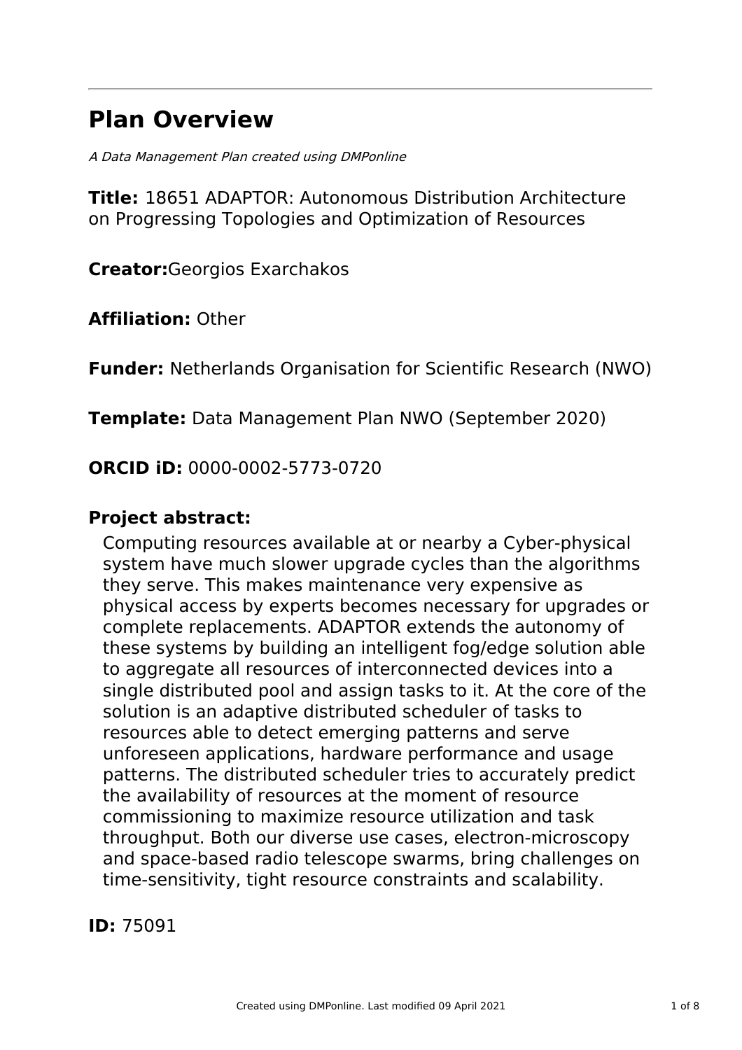# Plan Overview

*A Data Management Plan created using DMPonline*

**Title:** 18651 ADAPTOR: Autonomous Distribution Architecture on Progressing Topologies and Optimization of Resources

**Creator:**Georgios Exarchakos

**Affiliation:** Other

**Funder:** Netherlands Organisation for Scientific Research (NWO)

**Template:** Data Management Plan NWO (September 2020)

**ORCID iD:** 0000-0002-5773-0720

## Project abstract:

Computing resources available at or nearby a Cyber-physical system have much slower upgrade cycles than the algorithms they serve. This makes maintenance very expensive as physical access by experts becomes necessary for upgrades or complete replacements. ADAPTOR extends the autonomy of these systems by building an intelligent fog/edge solution able to aggregate all resources of interconnected devices into a single distributed pool and assign tasks to it. At the core of the solution is an adaptive distributed scheduler of tasks to resources able to detect emerging patterns and serve unforeseen applications, hardware performance and usage patterns. The distributed scheduler tries to accurately predict the availability of resources at the moment of resource commissioning to maximize resource utilization and task throughput. Both our diverse use cases, electron-microscopy and space-based radio telescope swarms, bring challenges on time-sensitivity, tight resource constraints and scalability.

**ID:** 75091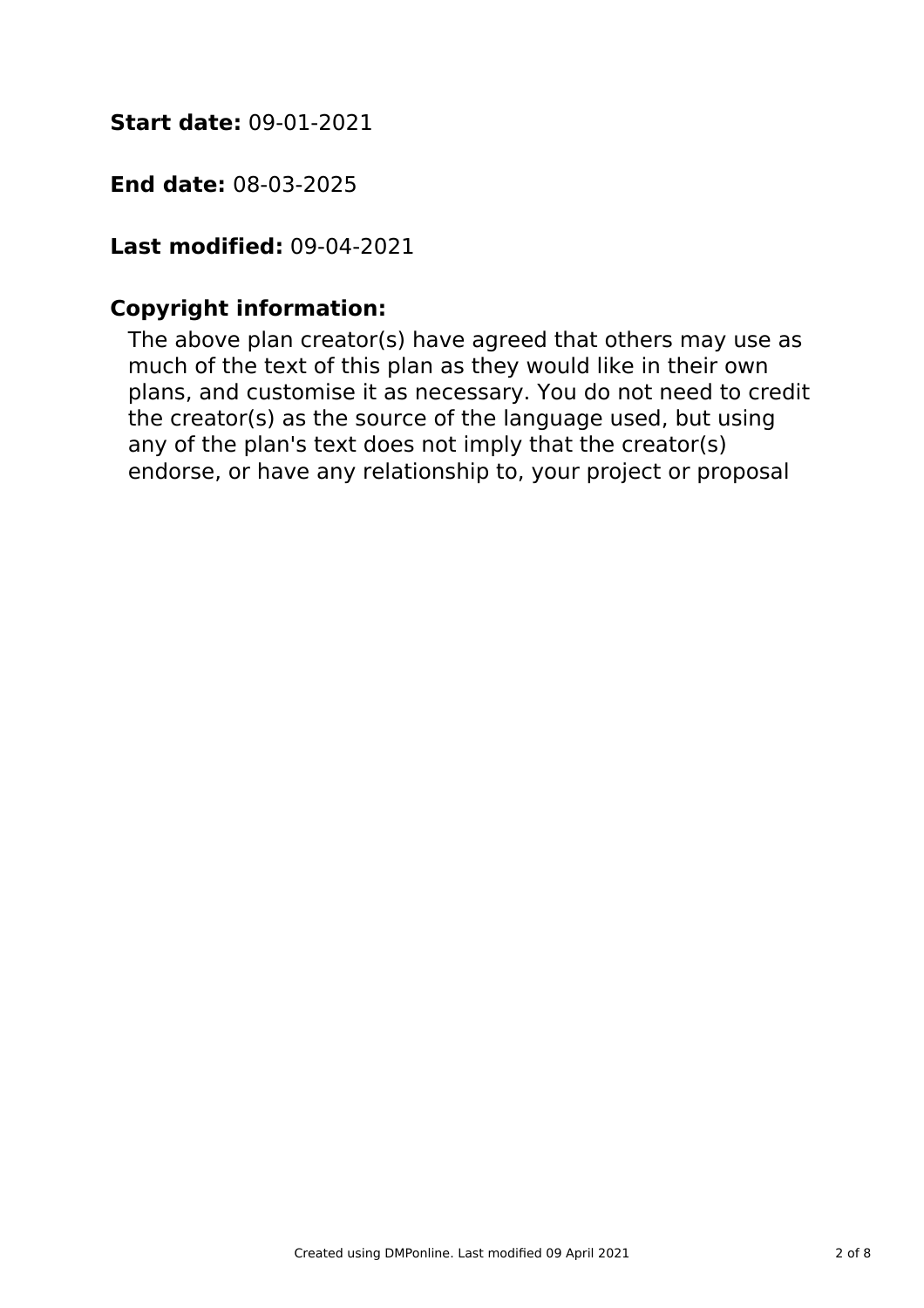**Start date:** 09-01-2021

**End date:** 08-03-2025

**Last modified:** 09-04-2021

**Copyright information:**

The above plan creator(s) have agreed that others may use as much of the text of this plan as they would like in their own plans, and customise it as necessary. You do not need to credit the creator(s) as the source of the language used, but using any of the plan's text does not imply that the creator(s) endorse, or have any relationship to, your project or proposal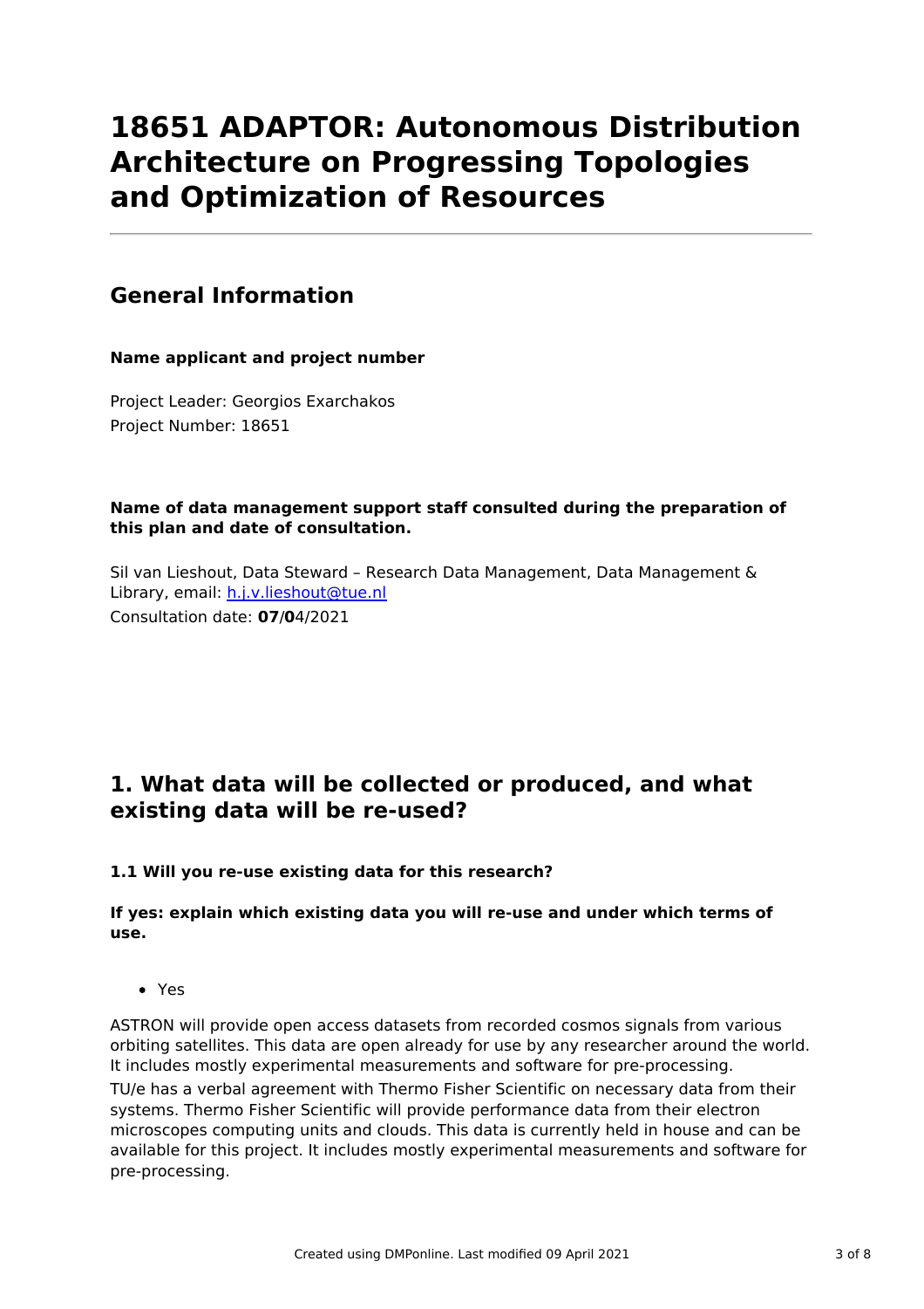# 18651 ADAPTOR: Autonomous Distribution Architecture on Progressing Topologies and Optimization of Resources

## General Information

**Name applicant and project number**

Project Leader: Georgios Exarchakos
Project Number: 18651

**Name of data management support staff consulted during the preparation of this plan and date of consultation.**

Sil van Lieshout, Data Steward – Research Data Management, Data Management & Library, email: h.j.v.lieshout@tue.nl
Consultation date: **07**/**0**4/2021

## 1. What data will be collected or produced, and what existing data will be re-used?

**1.1 Will you re-use existing data for this research?**

**If yes: explain which existing data you will re-use and under which terms of use.**

- Yes

ASTRON will provide open access datasets from recorded cosmos signals from various orbiting satellites. This data are open already for use by any researcher around the world. It includes mostly experimental measurements and software for pre-processing.

TU/e has a verbal agreement with Thermo Fisher Scientific on necessary data from their systems. Thermo Fisher Scientific will provide performance data from their electron microscopes computing units and clouds. This data is currently held in house and can be available for this project. It includes mostly experimental measurements and software for pre-processing.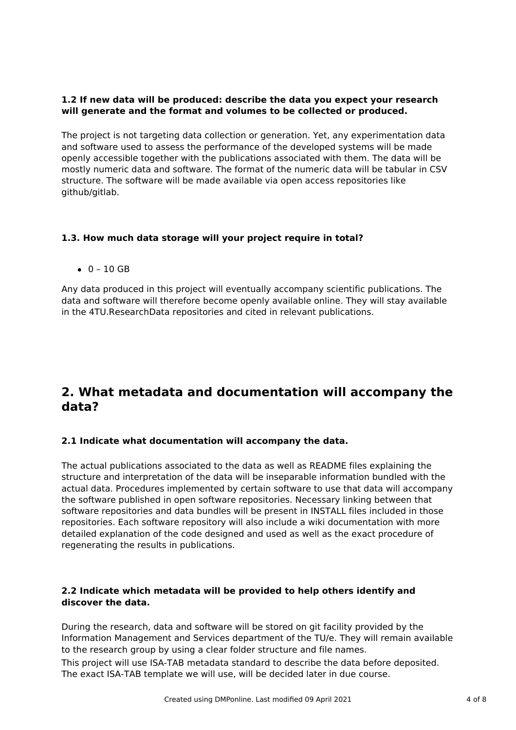### 1.2 If new data will be produced: describe the data you expect your research will generate and the format and volumes to be collected or produced.

The project is not targeting data collection or generation. Yet, any experimentation data and software used to assess the performance of the developed systems will be made openly accessible together with the publications associated with them. The data will be mostly numeric data and software. The format of the numeric data will be tabular in CSV structure. The software will be made available via open access repositories like github/gitlab.

### 1.3. How much data storage will your project require in total?

- 0 – 10 GB

Any data produced in this project will eventually accompany scientific publications. The data and software will therefore become openly available online. They will stay available in the 4TU.ResearchData repositories and cited in relevant publications.

## 2. What metadata and documentation will accompany the data?

### 2.1 Indicate what documentation will accompany the data.

The actual publications associated to the data as well as README files explaining the structure and interpretation of the data will be inseparable information bundled with the actual data. Procedures implemented by certain software to use that data will accompany the software published in open software repositories. Necessary linking between that software repositories and data bundles will be present in INSTALL files included in those repositories. Each software repository will also include a wiki documentation with more detailed explanation of the code designed and used as well as the exact procedure of regenerating the results in publications.

### 2.2 Indicate which metadata will be provided to help others identify and discover the data.

During the research, data and software will be stored on git facility provided by the Information Management and Services department of the TU/e. They will remain available to the research group by using a clear folder structure and file names.

This project will use ISA-TAB metadata standard to describe the data before deposited. The exact ISA-TAB template we will use, will be decided later in due course.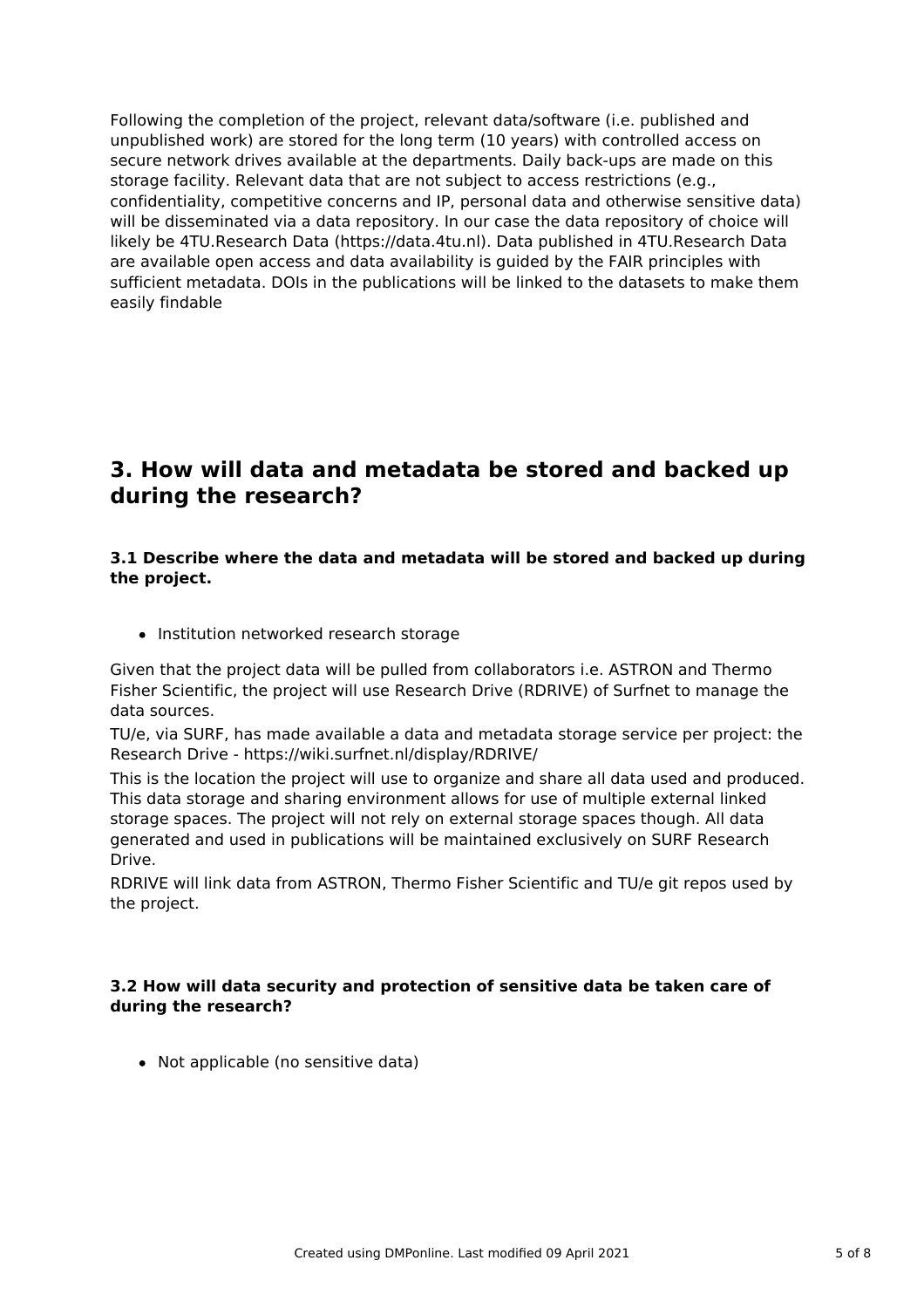Following the completion of the project, relevant data/software (i.e. published and unpublished work) are stored for the long term (10 years) with controlled access on secure network drives available at the departments. Daily back-ups are made on this storage facility. Relevant data that are not subject to access restrictions (e.g., confidentiality, competitive concerns and IP, personal data and otherwise sensitive data) will be disseminated via a data repository. In our case the data repository of choice will likely be 4TU.Research Data (https://data.4tu.nl). Data published in 4TU.Research Data are available open access and data availability is guided by the FAIR principles with sufficient metadata. DOIs in the publications will be linked to the datasets to make them easily findable

## 3. How will data and metadata be stored and backed up during the research?

### 3.1 Describe where the data and metadata will be stored and backed up during the project.

- Institution networked research storage

Given that the project data will be pulled from collaborators i.e. ASTRON and Thermo Fisher Scientific, the project will use Research Drive (RDRIVE) of Surfnet to manage the data sources.

TU/e, via SURF, has made available a data and metadata storage service per project: the Research Drive - https://wiki.surfnet.nl/display/RDRIVE/

This is the location the project will use to organize and share all data used and produced. This data storage and sharing environment allows for use of multiple external linked storage spaces. The project will not rely on external storage spaces though. All data generated and used in publications will be maintained exclusively on SURF Research Drive.

RDRIVE will link data from ASTRON, Thermo Fisher Scientific and TU/e git repos used by the project.

### 3.2 How will data security and protection of sensitive data be taken care of during the research?

- Not applicable (no sensitive data)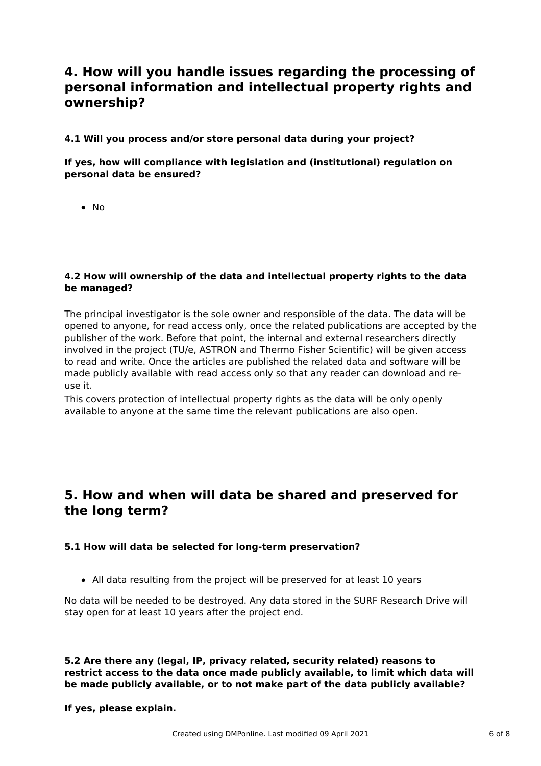## 4. How will you handle issues regarding the processing of personal information and intellectual property rights and ownership?

**4.1 Will you process and/or store personal data during your project?**

**If yes, how will compliance with legislation and (institutional) regulation on personal data be ensured?**

- No

**4.2 How will ownership of the data and intellectual property rights to the data be managed?**

The principal investigator is the sole owner and responsible of the data. The data will be opened to anyone, for read access only, once the related publications are accepted by the publisher of the work. Before that point, the internal and external researchers directly involved in the project (TU/e, ASTRON and Thermo Fisher Scientific) will be given access to read and write. Once the articles are published the related data and software will be made publicly available with read access only so that any reader can download and re-use it.
This covers protection of intellectual property rights as the data will be only openly available to anyone at the same time the relevant publications are also open.

## 5. How and when will data be shared and preserved for the long term?

**5.1 How will data be selected for long-term preservation?**

- All data resulting from the project will be preserved for at least 10 years

No data will be needed to be destroyed. Any data stored in the SURF Research Drive will stay open for at least 10 years after the project end.

**5.2 Are there any (legal, IP, privacy related, security related) reasons to restrict access to the data once made publicly available, to limit which data will be made publicly available, or to not make part of the data publicly available?**

**If yes, please explain.**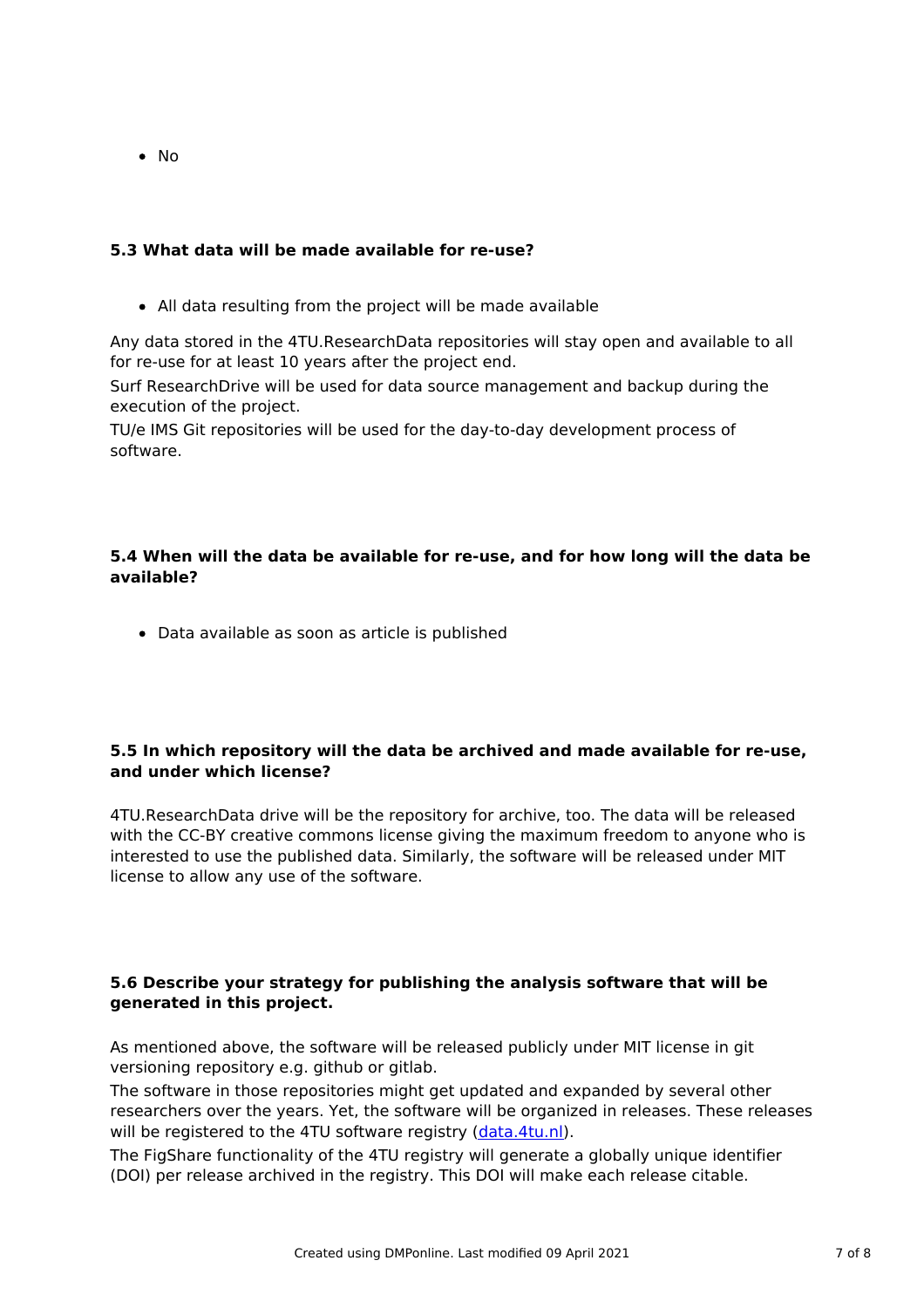- No

### 5.3 What data will be made available for re-use?

- All data resulting from the project will be made available

Any data stored in the 4TU.ResearchData repositories will stay open and available to all for re-use for at least 10 years after the project end.
Surf ResearchDrive will be used for data source management and backup during the execution of the project.
TU/e IMS Git repositories will be used for the day-to-day development process of software.

### 5.4 When will the data be available for re-use, and for how long will the data be available?

- Data available as soon as article is published

### 5.5 In which repository will the data be archived and made available for re-use, and under which license?

4TU.ResearchData drive will be the repository for archive, too. The data will be released with the CC-BY creative commons license giving the maximum freedom to anyone who is interested to use the published data. Similarly, the software will be released under MIT license to allow any use of the software.

### 5.6 Describe your strategy for publishing the analysis software that will be generated in this project.

As mentioned above, the software will be released publicly under MIT license in git versioning repository e.g. github or gitlab.
The software in those repositories might get updated and expanded by several other researchers over the years. Yet, the software will be organized in releases. These releases will be registered to the 4TU software registry (data.4tu.nl).
The FigShare functionality of the 4TU registry will generate a globally unique identifier (DOI) per release archived in the registry. This DOI will make each release citable.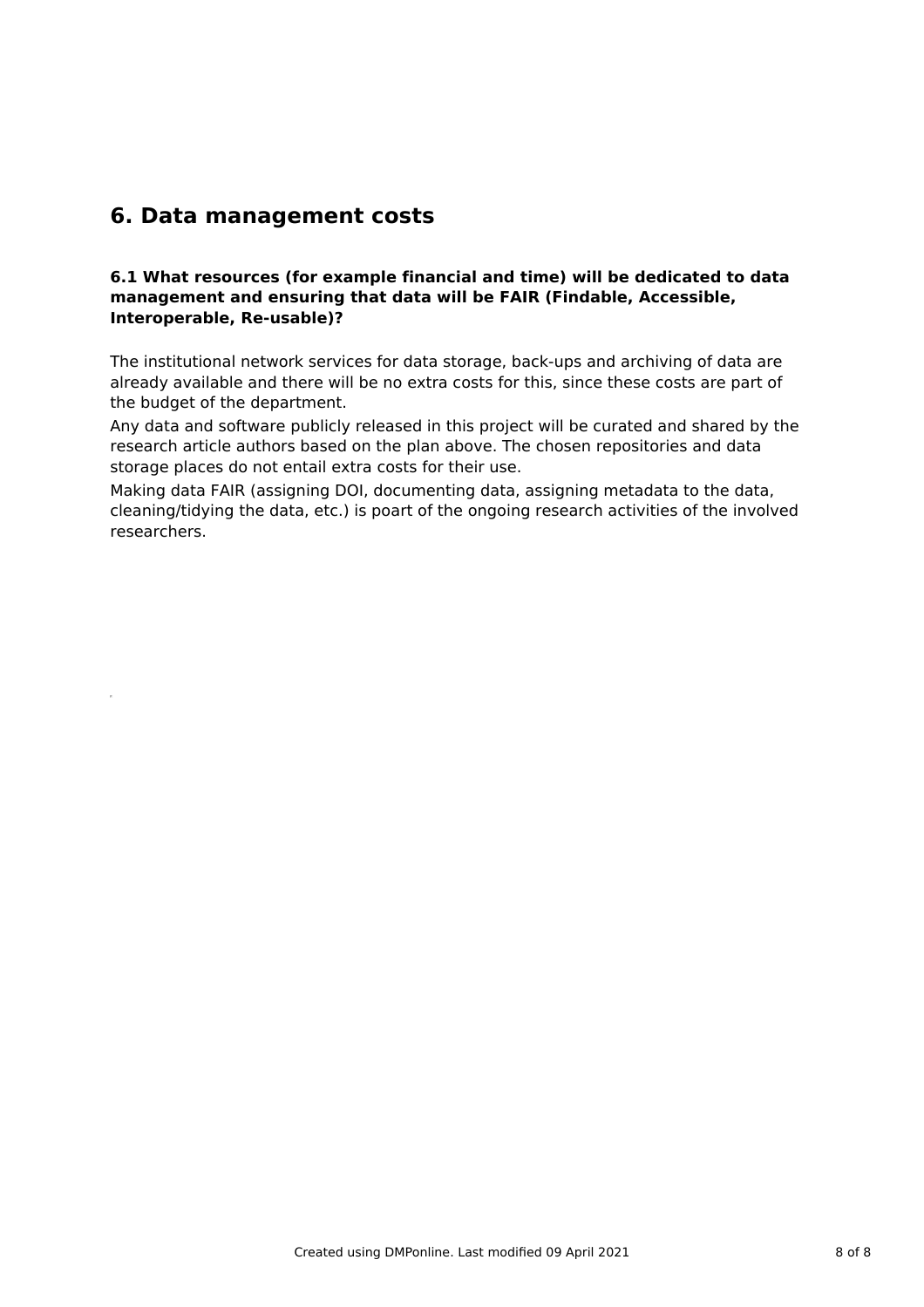## 6. Data management costs

**6.1 What resources (for example financial and time) will be dedicated to data management and ensuring that data will be FAIR (Findable, Accessible, Interoperable, Re-usable)?**

The institutional network services for data storage, back-ups and archiving of data are already available and there will be no extra costs for this, since these costs are part of the budget of the department.

Any data and software publicly released in this project will be curated and shared by the research article authors based on the plan above. The chosen repositories and data storage places do not entail extra costs for their use.

Making data FAIR (assigning DOI, documenting data, assigning metadata to the data, cleaning/tidying the data, etc.) is poart of the ongoing research activities of the involved researchers.